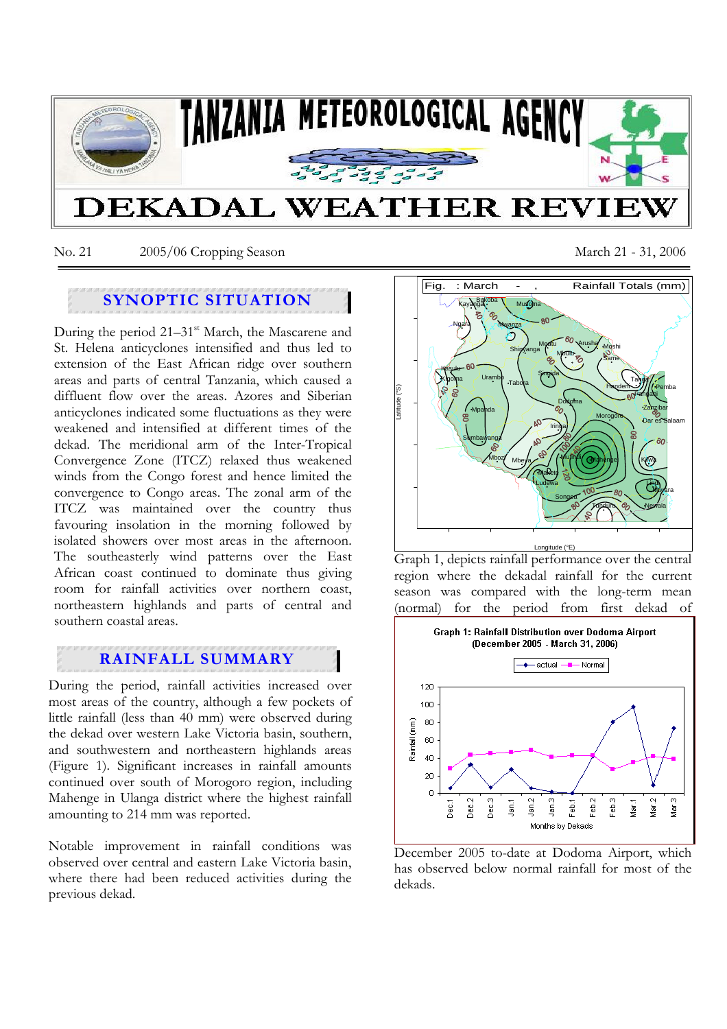# TANZANIA METEOROLOGICAL AGENCY

# DEKADAL WEATHER REVIEW

No. 21 2005/06 Cropping Season March 21 - 31, 2006

## SYNOPTIC SITUATION

During the period 21–31st March, the Mascarene and St. Helena anticyclones intensified and thus led to extension of the East African ridge over southern areas and parts of central Tanzania, which caused a diffluent flow over the areas. Azores and Siberian anticyclones indicated some fluctuations as they were weakened and intensified at different times of the dekad. The meridional arm of the Inter-Tropical Convergence Zone (ITCZ) relaxed thus weakened winds from the Congo forest and hence limited the convergence to Congo areas. The zonal arm of the ITCZ was maintained over the country thus favouring insolation in the morning followed by isolated showers over most areas in the afternoon. The southeasterly wind patterns over the East African coast continued to dominate thus giving room for rainfall activities over northern coast, northeastern highlands and parts of central and southern coastal areas.

## RAINFALL SUMMARY

During the period, rainfall activities increased over most areas of the country, although a few pockets of little rainfall (less than 40 mm) were observed during the dekad over western Lake Victoria basin, southern, and southwestern and northeastern highlands areas (Figure 1). Significant increases in rainfall amounts continued over south of Morogoro region, including Mahenge in Ulanga district where the highest rainfall amounting to 214 mm was reported.

Notable improvement in rainfall conditions was observed over central and eastern Lake Victoria basin, where there had been reduced activities during the previous dekad.

Fig. : March - , Rainfall Totals (mm)

Graph 1, depicts rainfall performance over the central region where the dekadal rainfall for the current season was compared with the long-term mean (normal) for the period from first dekad of December 2005 to-date at Dodoma Airport, which has observed below normal rainfall for most of the dekads.

Graph 1: Rainfall Distribution over Dodoma Airport (December 2005 - March 31, 2006)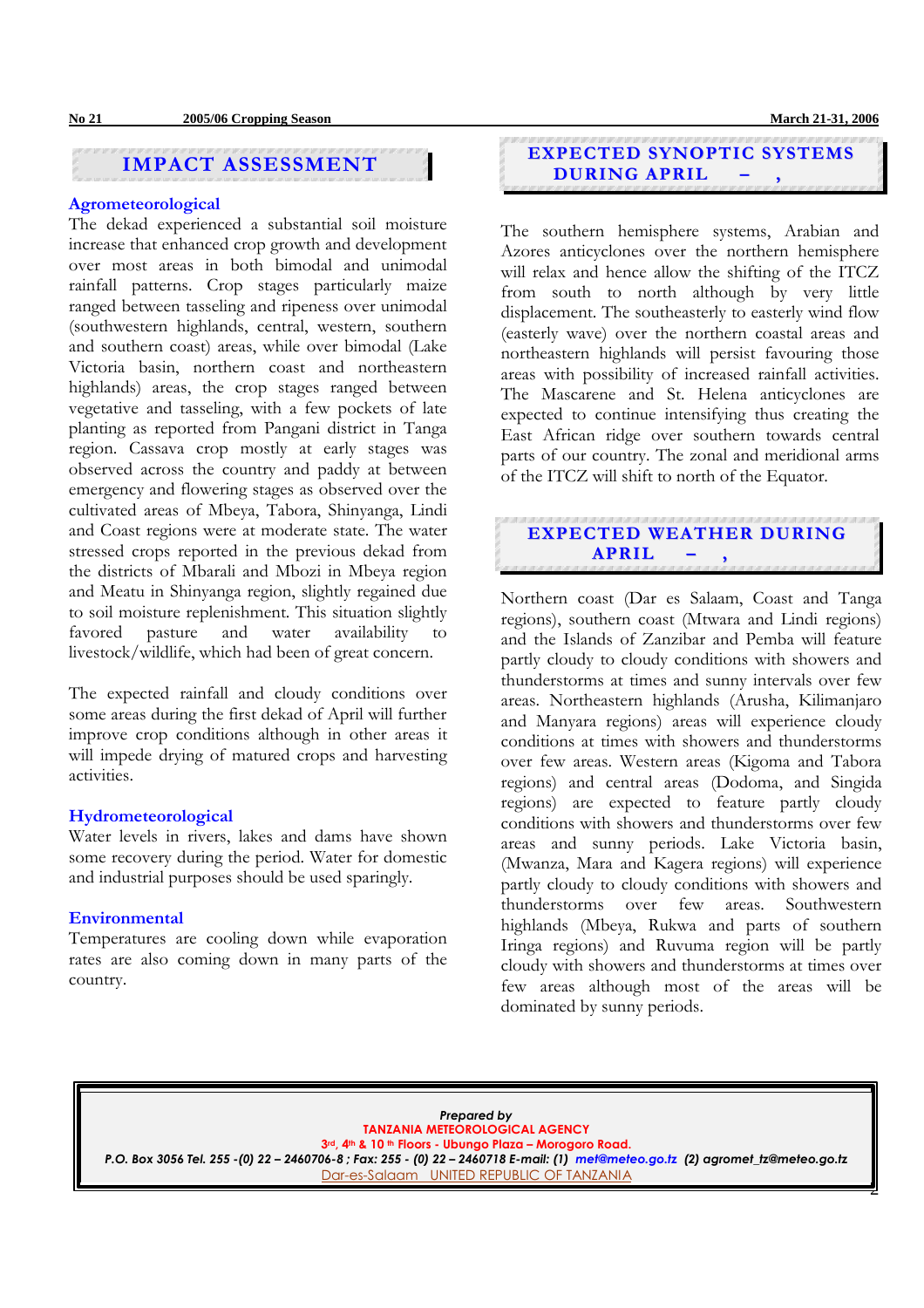## IMPACT ASSESSMENT

### Agrometeorological

The dekad experienced a substantial soil moisture increase that enhanced crop growth and development over most areas in both bimodal and unimodal rainfall patterns. Crop stages particularly maize ranged between tasseling and ripeness over unimodal (southwestern highlands, central, western, southern and southern coast) areas, while over bimodal (Lake Victoria basin, northern coast and northeastern highlands) areas, the crop stages ranged between vegetative and tasseling, with a few pockets of late planting as reported from Pangani district in Tanga region. Cassava crop mostly at early stages was observed across the country and paddy at between emergency and flowering stages as observed over the cultivated areas of Mbeya, Tabora, Shinyanga, Lindi and Coast regions were at moderate state. The water stressed crops reported in the previous dekad from the districts of Mbarali and Mbozi in Mbeya region and Meatu in Shinyanga region, slightly regained due to soil moisture replenishment. This situation slightly favored pasture and water availability to livestock/wildlife, which had been of great concern.

The expected rainfall and cloudy conditions over some areas during the first dekad of April will further improve crop conditions although in other areas it will impede drying of matured crops and harvesting activities.

### Hydrometeorological

Water levels in rivers, lakes and dams have shown some recovery during the period. Water for domestic and industrial purposes should be used sparingly.

### Environmental

Temperatures are cooling down while evaporation rates are also coming down in many parts of the country.

## EXPECTED SYNOPTIC SYSTEMS DURING APRIL – ,

The southern hemisphere systems, Arabian and Azores anticyclones over the northern hemisphere will relax and hence allow the shifting of the ITCZ from south to north although by very little displacement. The southeasterly to easterly wind flow (easterly wave) over the northern coastal areas and northeastern highlands will persist favouring those areas with possibility of increased rainfall activities. The Mascarene and St. Helena anticyclones are expected to continue intensifying thus creating the East African ridge over southern towards central parts of our country. The zonal and meridional arms of the ITCZ will shift to north of the Equator.

## EXPECTED WEATHER DURING APRIL – ,

Northern coast (Dar es Salaam, Coast and Tanga regions), southern coast (Mtwara and Lindi regions) and the Islands of Zanzibar and Pemba will feature partly cloudy to cloudy conditions with showers and thunderstorms at times and sunny intervals over few areas. Northeastern highlands (Arusha, Kilimanjaro and Manyara regions) areas will experience cloudy conditions at times with showers and thunderstorms over few areas. Western areas (Kigoma and Tabora regions) and central areas (Dodoma, and Singida regions) are expected to feature partly cloudy conditions with showers and thunderstorms over few areas and sunny periods. Lake Victoria basin, (Mwanza, Mara and Kagera regions) will experience partly cloudy to cloudy conditions with showers and thunderstorms over few areas. Southwestern highlands (Mbeya, Rukwa and parts of southern Iringa regions) and Ruvuma region will be partly cloudy with showers and thunderstorms at times over few areas although most of the areas will be dominated by sunny periods.

---

*Prepared by*
**TANZANIA METEOROLOGICAL AGENCY**
**3rd, 4th & 10th Floors - Ubungo Plaza – Morogoro Road.**
**P.O. Box 3056 Tel. 255 -(0) 22 – 2460706-8 ; Fax: 255 - (0) 22 – 2460718 E-mail: (1) met@meteo.go.tz (2) agromet_tz@meteo.go.tz**
Dar-es-Salaam UNITED REPUBLIC OF TANZANIA